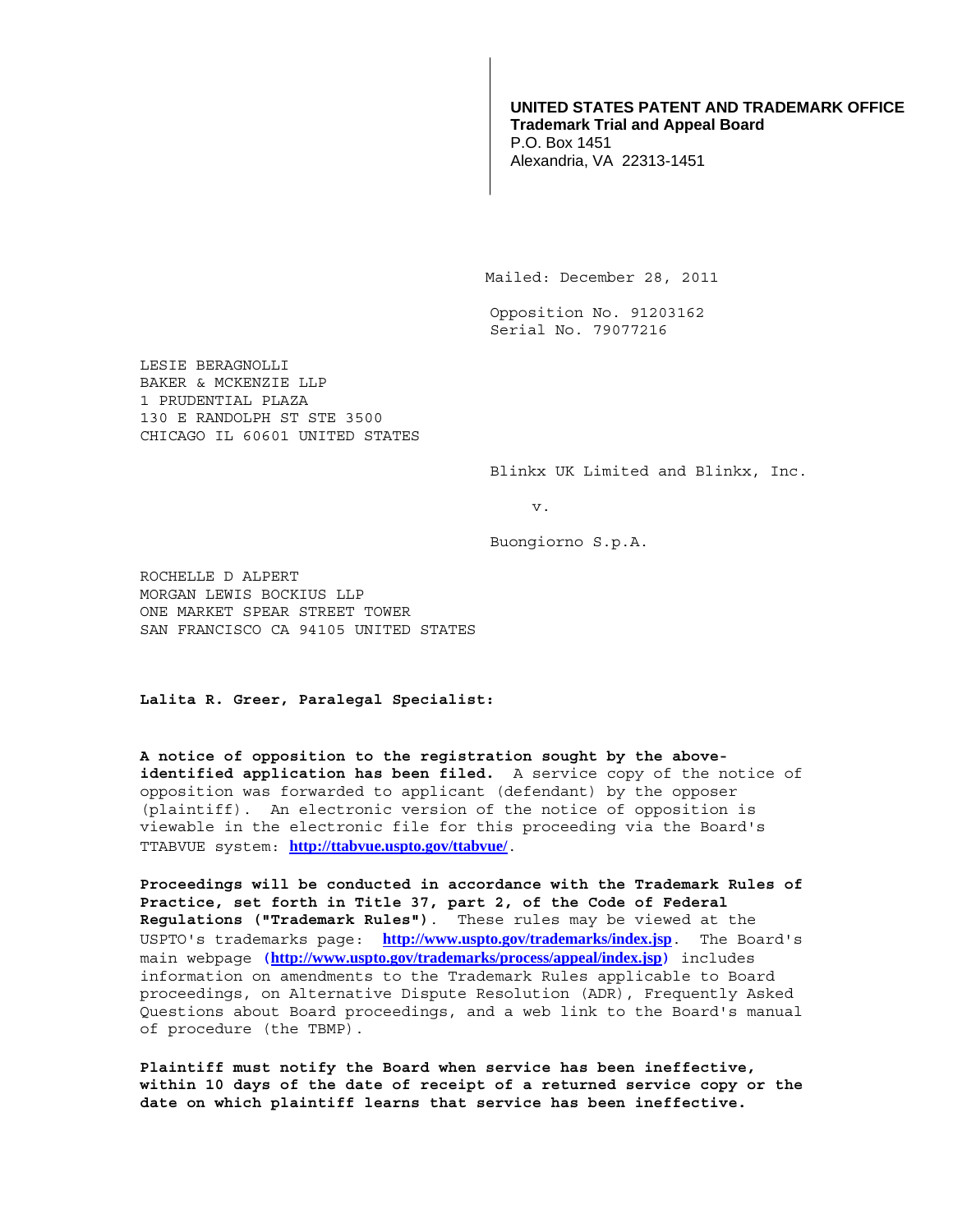**UNITED STATES PATENT AND TRADEMARK OFFICE**
**Trademark Trial and Appeal Board**
P.O. Box 1451
Alexandria, VA 22313-1451

Mailed: December 28, 2011

Opposition No. 91203162
Serial No. 79077216

LESIE BERAGNOLLI
BAKER & MCKENZIE LLP
1 PRUDENTIAL PLAZA
130 E RANDOLPH ST STE 3500
CHICAGO IL 60601 UNITED STATES

Blinkx UK Limited and Blinkx, Inc.

v.

Buongiorno S.p.A.

ROCHELLE D ALPERT
MORGAN LEWIS BOCKIUS LLP
ONE MARKET SPEAR STREET TOWER
SAN FRANCISCO CA 94105 UNITED STATES

**Lalita R. Greer, Paralegal Specialist:**

**A notice of opposition to the registration sought by the above-identified application has been filed.** A service copy of the notice of opposition was forwarded to applicant (defendant) by the opposer (plaintiff). An electronic version of the notice of opposition is viewable in the electronic file for this proceeding via the Board's TTABVUE system: **http://ttabvue.uspto.gov/ttabvue/**.

**Proceedings will be conducted in accordance with the Trademark Rules of Practice, set forth in Title 37, part 2, of the Code of Federal Regulations ("Trademark Rules")**. These rules may be viewed at the USPTO's trademarks page: **http://www.uspto.gov/trademarks/index.jsp**. The Board's main webpage **(http://www.uspto.gov/trademarks/process/appeal/index.jsp)** includes information on amendments to the Trademark Rules applicable to Board proceedings, on Alternative Dispute Resolution (ADR), Frequently Asked Questions about Board proceedings, and a web link to the Board's manual of procedure (the TBMP).

**Plaintiff must notify the Board when service has been ineffective, within 10 days of the date of receipt of a returned service copy or the date on which plaintiff learns that service has been ineffective.**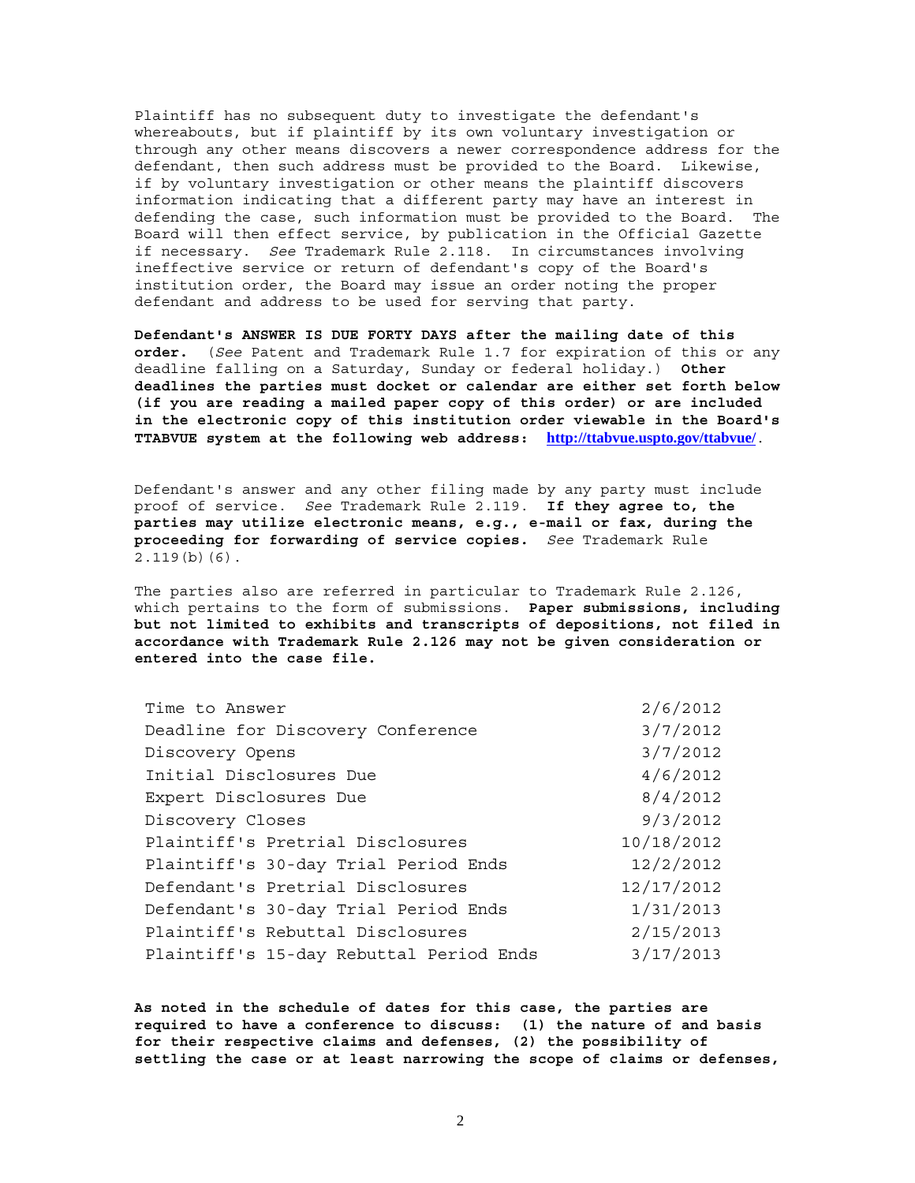Plaintiff has no subsequent duty to investigate the defendant's whereabouts, but if plaintiff by its own voluntary investigation or through any other means discovers a newer correspondence address for the defendant, then such address must be provided to the Board. Likewise, if by voluntary investigation or other means the plaintiff discovers information indicating that a different party may have an interest in defending the case, such information must be provided to the Board. The Board will then effect service, by publication in the Official Gazette if necessary. *See* Trademark Rule 2.118. In circumstances involving ineffective service or return of defendant's copy of the Board's institution order, the Board may issue an order noting the proper defendant and address to be used for serving that party.

**Defendant's ANSWER IS DUE FORTY DAYS after the mailing date of this order.** (*See* Patent and Trademark Rule 1.7 for expiration of this or any deadline falling on a Saturday, Sunday or federal holiday.) **Other deadlines the parties must docket or calendar are either set forth below (if you are reading a mailed paper copy of this order) or are included in the electronic copy of this institution order viewable in the Board's TTABVUE system at the following web address: http://ttabvue.uspto.gov/ttabvue/.**

Defendant's answer and any other filing made by any party must include proof of service. *See* Trademark Rule 2.119. **If they agree to, the parties may utilize electronic means, e.g., e-mail or fax, during the proceeding for forwarding of service copies.** *See* Trademark Rule 2.119(b)(6).

The parties also are referred in particular to Trademark Rule 2.126, which pertains to the form of submissions. **Paper submissions, including but not limited to exhibits and transcripts of depositions, not filed in accordance with Trademark Rule 2.126 may not be given consideration or entered into the case file.**

| | |
|---|---|
| Time to Answer | 2/6/2012 |
| Deadline for Discovery Conference | 3/7/2012 |
| Discovery Opens | 3/7/2012 |
| Initial Disclosures Due | 4/6/2012 |
| Expert Disclosures Due | 8/4/2012 |
| Discovery Closes | 9/3/2012 |
| Plaintiff's Pretrial Disclosures | 10/18/2012 |
| Plaintiff's 30-day Trial Period Ends | 12/2/2012 |
| Defendant's Pretrial Disclosures | 12/17/2012 |
| Defendant's 30-day Trial Period Ends | 1/31/2013 |
| Plaintiff's Rebuttal Disclosures | 2/15/2013 |
| Plaintiff's 15-day Rebuttal Period Ends | 3/17/2013 |

**As noted in the schedule of dates for this case, the parties are required to have a conference to discuss: (1) the nature of and basis for their respective claims and defenses, (2) the possibility of settling the case or at least narrowing the scope of claims or defenses,**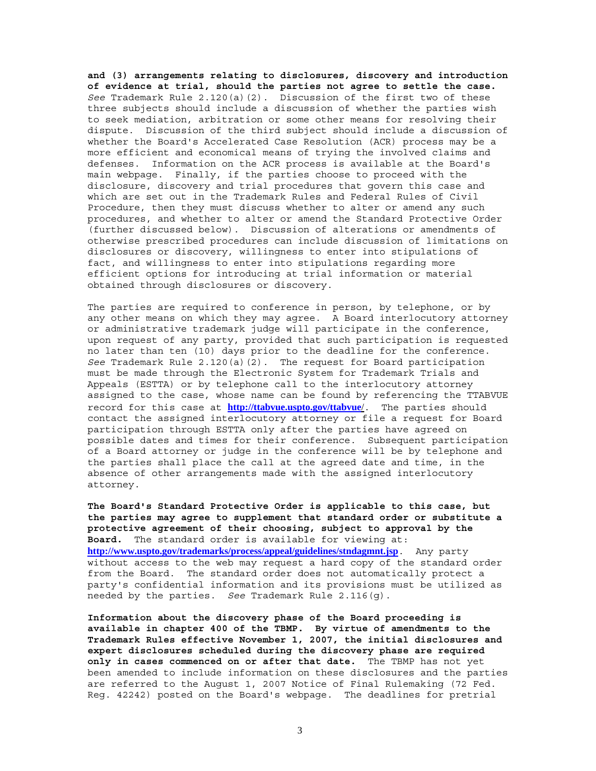**and (3) arrangements relating to disclosures, discovery and introduction of evidence at trial, should the parties not agree to settle the case.** *See* Trademark Rule 2.120(a)(2). Discussion of the first two of these three subjects should include a discussion of whether the parties wish to seek mediation, arbitration or some other means for resolving their dispute. Discussion of the third subject should include a discussion of whether the Board's Accelerated Case Resolution (ACR) process may be a more efficient and economical means of trying the involved claims and defenses. Information on the ACR process is available at the Board's main webpage. Finally, if the parties choose to proceed with the disclosure, discovery and trial procedures that govern this case and which are set out in the Trademark Rules and Federal Rules of Civil Procedure, then they must discuss whether to alter or amend any such procedures, and whether to alter or amend the Standard Protective Order (further discussed below). Discussion of alterations or amendments of otherwise prescribed procedures can include discussion of limitations on disclosures or discovery, willingness to enter into stipulations of fact, and willingness to enter into stipulations regarding more efficient options for introducing at trial information or material obtained through disclosures or discovery.

The parties are required to conference in person, by telephone, or by any other means on which they may agree. A Board interlocutory attorney or administrative trademark judge will participate in the conference, upon request of any party, provided that such participation is requested no later than ten (10) days prior to the deadline for the conference. *See* Trademark Rule 2.120(a)(2). The request for Board participation must be made through the Electronic System for Trademark Trials and Appeals (ESTTA) or by telephone call to the interlocutory attorney assigned to the case, whose name can be found by referencing the TTABVUE record for this case at **http://ttabvue.uspto.gov/ttabvue/**. The parties should contact the assigned interlocutory attorney or file a request for Board participation through ESTTA only after the parties have agreed on possible dates and times for their conference. Subsequent participation of a Board attorney or judge in the conference will be by telephone and the parties shall place the call at the agreed date and time, in the absence of other arrangements made with the assigned interlocutory attorney.

**The Board's Standard Protective Order is applicable to this case, but the parties may agree to supplement that standard order or substitute a protective agreement of their choosing, subject to approval by the Board.** The standard order is available for viewing at: **http://www.uspto.gov/trademarks/process/appeal/guidelines/stndagmnt.jsp**. Any party without access to the web may request a hard copy of the standard order from the Board. The standard order does not automatically protect a party's confidential information and its provisions must be utilized as needed by the parties. *See* Trademark Rule 2.116(g).

**Information about the discovery phase of the Board proceeding is available in chapter 400 of the TBMP. By virtue of amendments to the Trademark Rules effective November 1, 2007, the initial disclosures and expert disclosures scheduled during the discovery phase are required only in cases commenced on or after that date.** The TBMP has not yet been amended to include information on these disclosures and the parties are referred to the August 1, 2007 Notice of Final Rulemaking (72 Fed. Reg. 42242) posted on the Board's webpage. The deadlines for pretrial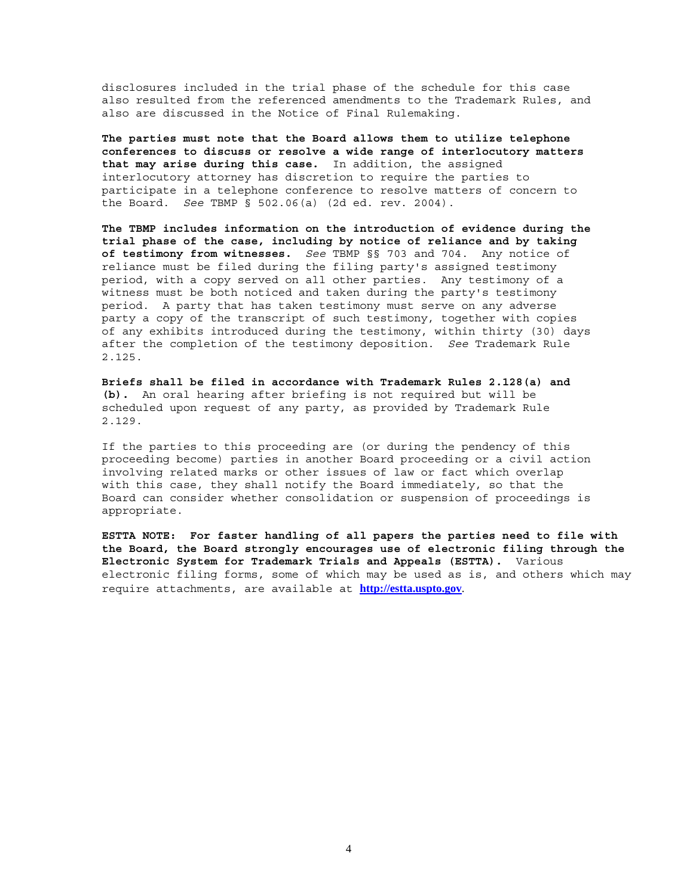disclosures included in the trial phase of the schedule for this case also resulted from the referenced amendments to the Trademark Rules, and also are discussed in the Notice of Final Rulemaking.

**The parties must note that the Board allows them to utilize telephone conferences to discuss or resolve a wide range of interlocutory matters that may arise during this case.** In addition, the assigned interlocutory attorney has discretion to require the parties to participate in a telephone conference to resolve matters of concern to the Board. *See* TBMP § 502.06(a) (2d ed. rev. 2004).

**The TBMP includes information on the introduction of evidence during the trial phase of the case, including by notice of reliance and by taking of testimony from witnesses.** *See* TBMP §§ 703 and 704. Any notice of reliance must be filed during the filing party's assigned testimony period, with a copy served on all other parties. Any testimony of a witness must be both noticed and taken during the party's testimony period. A party that has taken testimony must serve on any adverse party a copy of the transcript of such testimony, together with copies of any exhibits introduced during the testimony, within thirty (30) days after the completion of the testimony deposition. *See* Trademark Rule 2.125.

**Briefs shall be filed in accordance with Trademark Rules 2.128(a) and (b).** An oral hearing after briefing is not required but will be scheduled upon request of any party, as provided by Trademark Rule 2.129.

If the parties to this proceeding are (or during the pendency of this proceeding become) parties in another Board proceeding or a civil action involving related marks or other issues of law or fact which overlap with this case, they shall notify the Board immediately, so that the Board can consider whether consolidation or suspension of proceedings is appropriate.

**ESTTA NOTE: For faster handling of all papers the parties need to file with the Board, the Board strongly encourages use of electronic filing through the Electronic System for Trademark Trials and Appeals (ESTTA).** Various electronic filing forms, some of which may be used as is, and others which may require attachments, are available at **http://estta.uspto.gov**.